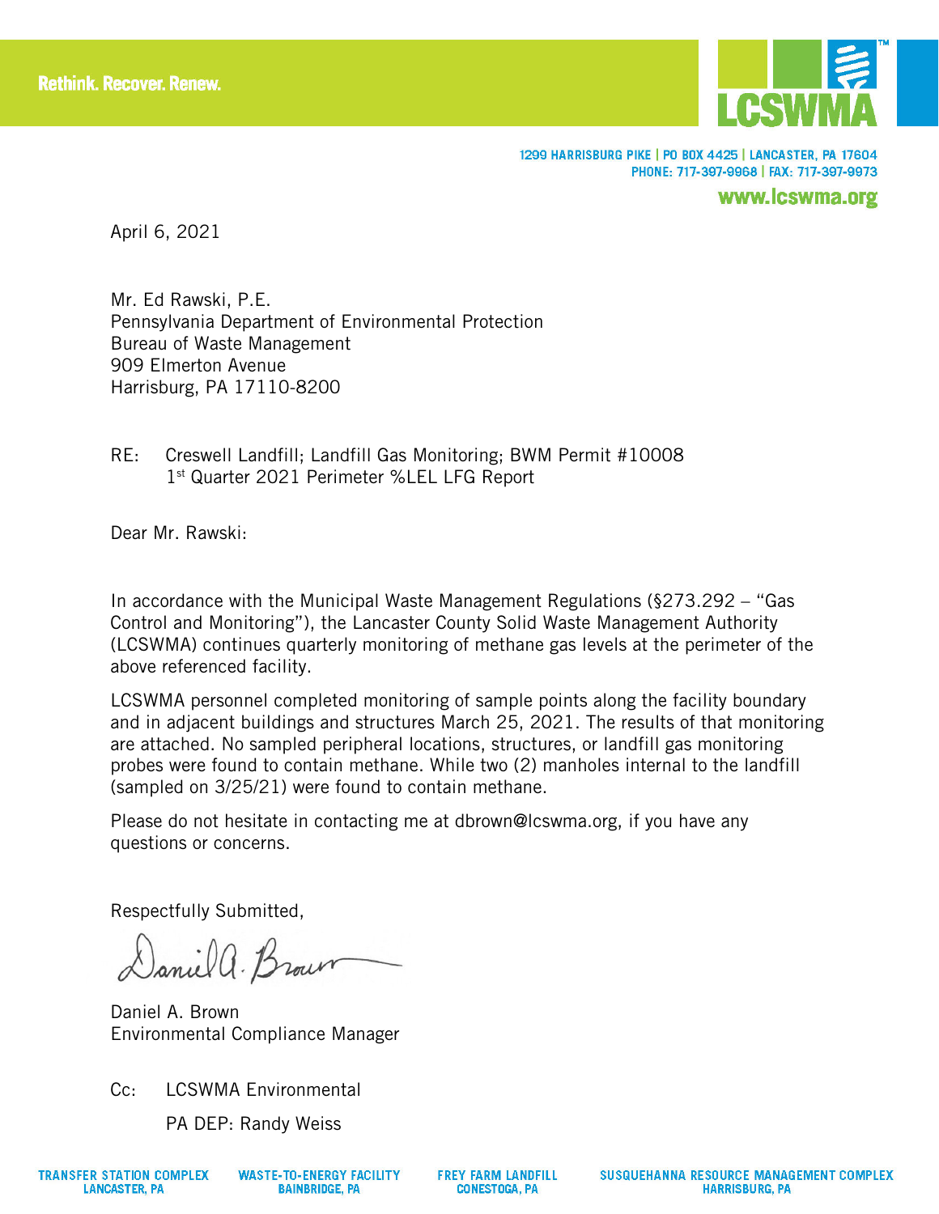Rethink. Recover. Renew.

LCSWMA

1299 HARRISBURG PIKE | PO BOX 4425 | LANCASTER, PA 17604
PHONE: 717-397-9968 | FAX: 717-397-9973
www.lcswma.org

April 6, 2021

Mr. Ed Rawski, P.E.
Pennsylvania Department of Environmental Protection
Bureau of Waste Management
909 Elmerton Avenue
Harrisburg, PA 17110-8200

RE: Creswell Landfill; Landfill Gas Monitoring; BWM Permit #10008
1st Quarter 2021 Perimeter %LEL LFG Report

Dear Mr. Rawski:

In accordance with the Municipal Waste Management Regulations (§273.292 – "Gas Control and Monitoring"), the Lancaster County Solid Waste Management Authority (LCSWMA) continues quarterly monitoring of methane gas levels at the perimeter of the above referenced facility.

LCSWMA personnel completed monitoring of sample points along the facility boundary and in adjacent buildings and structures March 25, 2021. The results of that monitoring are attached. No sampled peripheral locations, structures, or landfill gas monitoring probes were found to contain methane. While two (2) manholes internal to the landfill (sampled on 3/25/21) were found to contain methane.

Please do not hesitate in contacting me at dbrown@lcswma.org, if you have any questions or concerns.

Respectfully Submitted,

Daniel A. Brown
Environmental Compliance Manager

Cc: LCSWMA Environmental
PA DEP: Randy Weiss

TRANSFER STATION COMPLEX LANCASTER, PA | WASTE-TO-ENERGY FACILITY BAINBRIDGE, PA | FREY FARM LANDFILL CONESTOGA, PA | SUSQUEHANNA RESOURCE MANAGEMENT COMPLEX HARRISBURG, PA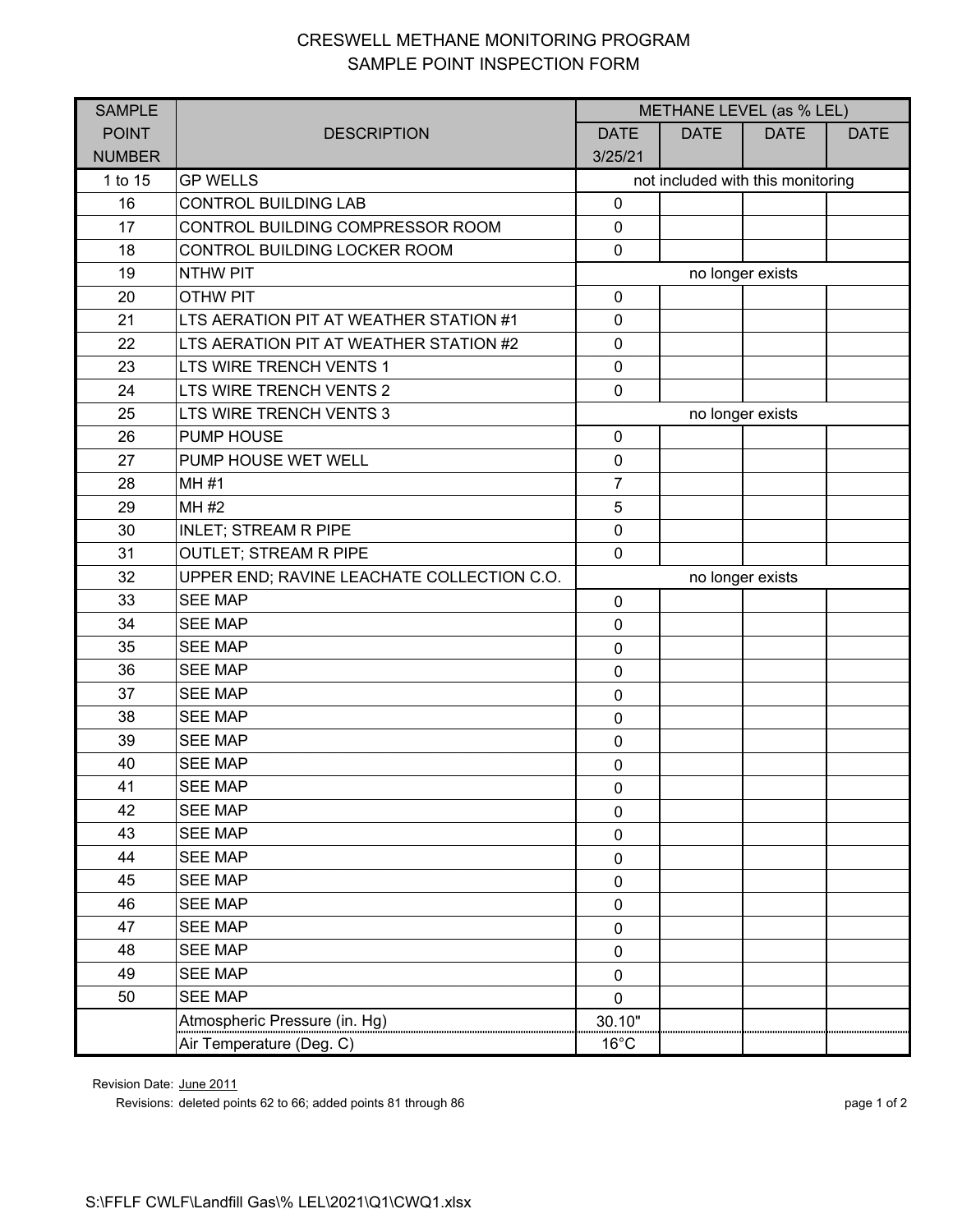# CRESWELL METHANE MONITORING PROGRAM

## SAMPLE POINT INSPECTION FORM

| SAMPLE POINT NUMBER | DESCRIPTION | METHANE LEVEL (as % LEL) | | | |
|---|---|---|---|---|---|
| | | DATE 3/25/21 | DATE | DATE | DATE |
| 1 to 15 | GP WELLS | not included with this monitoring | | | |
| 16 | CONTROL BUILDING LAB | 0 | | | |
| 17 | CONTROL BUILDING COMPRESSOR ROOM | 0 | | | |
| 18 | CONTROL BUILDING LOCKER ROOM | 0 | | | |
| 19 | NTHW PIT | no longer exists | | | |
| 20 | OTHW PIT | 0 | | | |
| 21 | LTS AERATION PIT AT WEATHER STATION #1 | 0 | | | |
| 22 | LTS AERATION PIT AT WEATHER STATION #2 | 0 | | | |
| 23 | LTS WIRE TRENCH VENTS 1 | 0 | | | |
| 24 | LTS WIRE TRENCH VENTS 2 | 0 | | | |
| 25 | LTS WIRE TRENCH VENTS 3 | no longer exists | | | |
| 26 | PUMP HOUSE | 0 | | | |
| 27 | PUMP HOUSE WET WELL | 0 | | | |
| 28 | MH #1 | 7 | | | |
| 29 | MH #2 | 5 | | | |
| 30 | INLET; STREAM R PIPE | 0 | | | |
| 31 | OUTLET; STREAM R PIPE | 0 | | | |
| 32 | UPPER END; RAVINE LEACHATE COLLECTION C.O. | no longer exists | | | |
| 33 | SEE MAP | 0 | | | |
| 34 | SEE MAP | 0 | | | |
| 35 | SEE MAP | 0 | | | |
| 36 | SEE MAP | 0 | | | |
| 37 | SEE MAP | 0 | | | |
| 38 | SEE MAP | 0 | | | |
| 39 | SEE MAP | 0 | | | |
| 40 | SEE MAP | 0 | | | |
| 41 | SEE MAP | 0 | | | |
| 42 | SEE MAP | 0 | | | |
| 43 | SEE MAP | 0 | | | |
| 44 | SEE MAP | 0 | | | |
| 45 | SEE MAP | 0 | | | |
| 46 | SEE MAP | 0 | | | |
| 47 | SEE MAP | 0 | | | |
| 48 | SEE MAP | 0 | | | |
| 49 | SEE MAP | 0 | | | |
| 50 | SEE MAP | 0 | | | |
| | Atmospheric Pressure (in. Hg) | 30.10" | | | |
| | Air Temperature (Deg. C) | 16°C | | | |

Revision Date: June 2011

Revisions: deleted points 62 to 66; added points 81 through 86

S:\FFLF CWLF\Landfill Gas\% LEL\2021\Q1\CWQ1.xlsx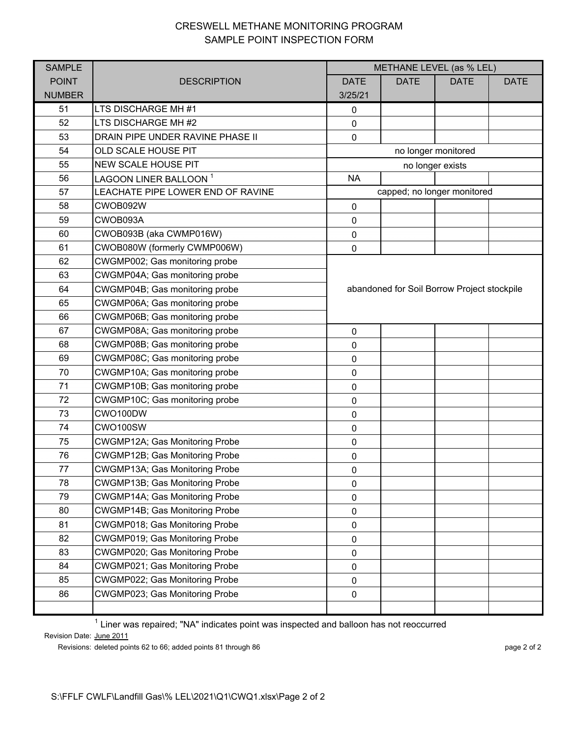# CRESWELL METHANE MONITORING PROGRAM
## SAMPLE POINT INSPECTION FORM

| SAMPLE POINT NUMBER | DESCRIPTION | METHANE LEVEL (as % LEL) | | | |
|---|---|---|---|---|---|
| | | DATE 3/25/21 | DATE | DATE | DATE |
| 51 | LTS DISCHARGE MH #1 | 0 | | | |
| 52 | LTS DISCHARGE MH #2 | 0 | | | |
| 53 | DRAIN PIPE UNDER RAVINE PHASE II | 0 | | | |
| 54 | OLD SCALE HOUSE PIT | no longer monitored | | | |
| 55 | NEW SCALE HOUSE PIT | no longer exists | | | |
| 56 | LAGOON LINER BALLOON [1] | NA | | | |
| 57 | LEACHATE PIPE LOWER END OF RAVINE | capped; no longer monitored | | | |
| 58 | CWOB092W | 0 | | | |
| 59 | CWOB093A | 0 | | | |
| 60 | CWOB093B (aka CWMP016W) | 0 | | | |
| 61 | CWOB080W (formerly CWMP006W) | 0 | | | |
| 62 | CWGMP002; Gas monitoring probe | abandoned for Soil Borrow Project stockpile | | | |
| 63 | CWGMP04A; Gas monitoring probe | | | | |
| 64 | CWGMP04B; Gas monitoring probe | | | | |
| 65 | CWGMP06A; Gas monitoring probe | | | | |
| 66 | CWGMP06B; Gas monitoring probe | | | | |
| 67 | CWGMP08A; Gas monitoring probe | 0 | | | |
| 68 | CWGMP08B; Gas monitoring probe | 0 | | | |
| 69 | CWGMP08C; Gas monitoring probe | 0 | | | |
| 70 | CWGMP10A; Gas monitoring probe | 0 | | | |
| 71 | CWGMP10B; Gas monitoring probe | 0 | | | |
| 72 | CWGMP10C; Gas monitoring probe | 0 | | | |
| 73 | CWO100DW | 0 | | | |
| 74 | CWO100SW | 0 | | | |
| 75 | CWGMP12A; Gas Monitoring Probe | 0 | | | |
| 76 | CWGMP12B; Gas Monitoring Probe | 0 | | | |
| 77 | CWGMP13A; Gas Monitoring Probe | 0 | | | |
| 78 | CWGMP13B; Gas Monitoring Probe | 0 | | | |
| 79 | CWGMP14A; Gas Monitoring Probe | 0 | | | |
| 80 | CWGMP14B; Gas Monitoring Probe | 0 | | | |
| 81 | CWGMP018; Gas Monitoring Probe | 0 | | | |
| 82 | CWGMP019; Gas Monitoring Probe | 0 | | | |
| 83 | CWGMP020; Gas Monitoring Probe | 0 | | | |
| 84 | CWGMP021; Gas Monitoring Probe | 0 | | | |
| 85 | CWGMP022; Gas Monitoring Probe | 0 | | | |
| 86 | CWGMP023; Gas Monitoring Probe | 0 | | | |
| | | | | | |

[1] Liner was repaired; "NA" indicates point was inspected and balloon has not reoccurred

Revision Date: June 2011

Revisions: deleted points 62 to 66; added points 81 through 86

S:\FFLF CWLF\Landfill Gas\% LEL\2021\Q1\CWQ1.xlsx\Page 2 of 2